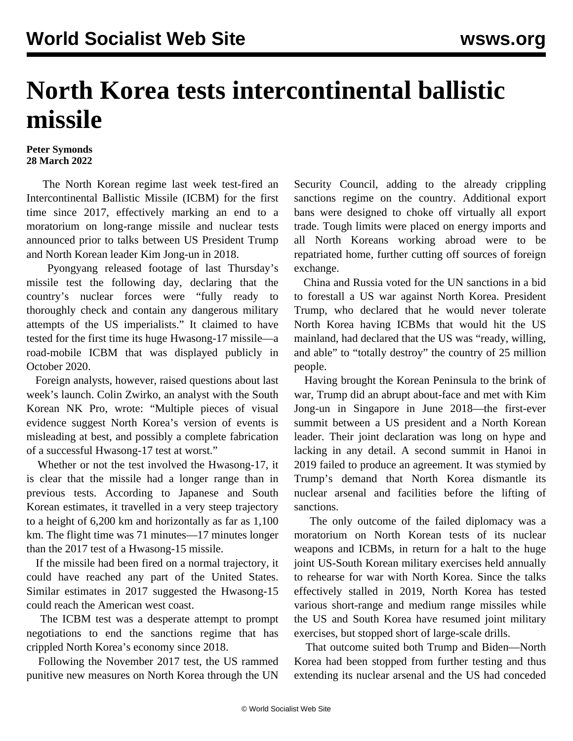# North Korea tests intercontinental ballistic missile

**Peter Symonds**
**28 March 2022**

The North Korean regime last week test-fired an Intercontinental Ballistic Missile (ICBM) for the first time since 2017, effectively marking an end to a moratorium on long-range missile and nuclear tests announced prior to talks between US President Trump and North Korean leader Kim Jong-un in 2018.

Pyongyang released footage of last Thursday's missile test the following day, declaring that the country's nuclear forces were "fully ready to thoroughly check and contain any dangerous military attempts of the US imperialists." It claimed to have tested for the first time its huge Hwasong-17 missile—a road-mobile ICBM that was displayed publicly in October 2020.

Foreign analysts, however, raised questions about last week's launch. Colin Zwirko, an analyst with the South Korean NK Pro, wrote: "Multiple pieces of visual evidence suggest North Korea's version of events is misleading at best, and possibly a complete fabrication of a successful Hwasong-17 test at worst."

Whether or not the test involved the Hwasong-17, it is clear that the missile had a longer range than in previous tests. According to Japanese and South Korean estimates, it travelled in a very steep trajectory to a height of 6,200 km and horizontally as far as 1,100 km. The flight time was 71 minutes—17 minutes longer than the 2017 test of a Hwasong-15 missile.

If the missile had been fired on a normal trajectory, it could have reached any part of the United States. Similar estimates in 2017 suggested the Hwasong-15 could reach the American west coast.

The ICBM test was a desperate attempt to prompt negotiations to end the sanctions regime that has crippled North Korea's economy since 2018.

Following the November 2017 test, the US rammed punitive new measures on North Korea through the UN Security Council, adding to the already crippling sanctions regime on the country. Additional export bans were designed to choke off virtually all export trade. Tough limits were placed on energy imports and all North Koreans working abroad were to be repatriated home, further cutting off sources of foreign exchange.

China and Russia voted for the UN sanctions in a bid to forestall a US war against North Korea. President Trump, who declared that he would never tolerate North Korea having ICBMs that would hit the US mainland, had declared that the US was "ready, willing, and able" to "totally destroy" the country of 25 million people.

Having brought the Korean Peninsula to the brink of war, Trump did an abrupt about-face and met with Kim Jong-un in Singapore in June 2018—the first-ever summit between a US president and a North Korean leader. Their joint declaration was long on hype and lacking in any detail. A second summit in Hanoi in 2019 failed to produce an agreement. It was stymied by Trump's demand that North Korea dismantle its nuclear arsenal and facilities before the lifting of sanctions.

The only outcome of the failed diplomacy was a moratorium on North Korean tests of its nuclear weapons and ICBMs, in return for a halt to the huge joint US-South Korean military exercises held annually to rehearse for war with North Korea. Since the talks effectively stalled in 2019, North Korea has tested various short-range and medium range missiles while the US and South Korea have resumed joint military exercises, but stopped short of large-scale drills.

That outcome suited both Trump and Biden—North Korea had been stopped from further testing and thus extending its nuclear arsenal and the US had conceded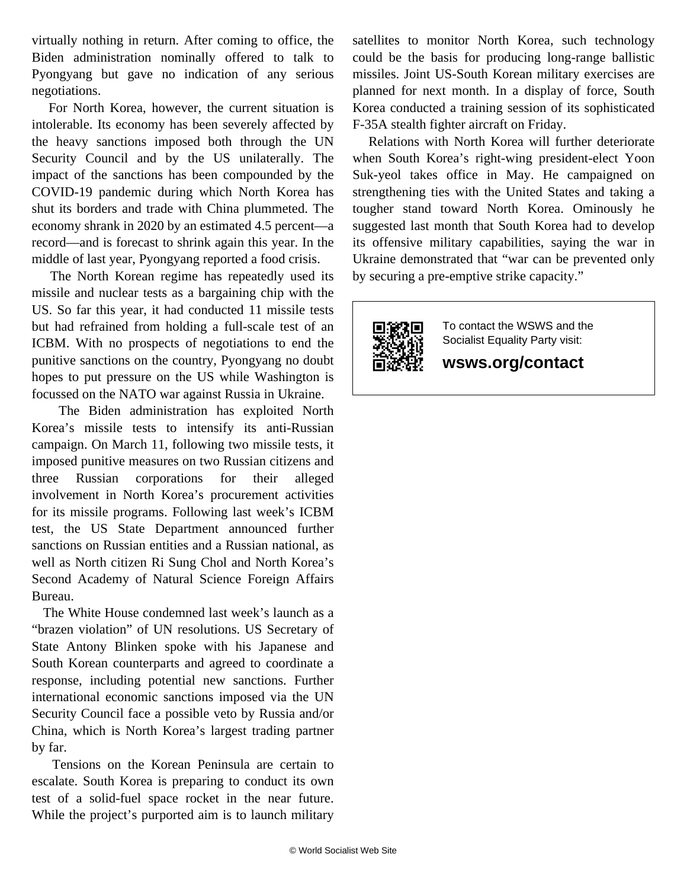virtually nothing in return. After coming to office, the Biden administration nominally offered to talk to Pyongyang but gave no indication of any serious negotiations.

For North Korea, however, the current situation is intolerable. Its economy has been severely affected by the heavy sanctions imposed both through the UN Security Council and by the US unilaterally. The impact of the sanctions has been compounded by the COVID-19 pandemic during which North Korea has shut its borders and trade with China plummeted. The economy shrank in 2020 by an estimated 4.5 percent—a record—and is forecast to shrink again this year. In the middle of last year, Pyongyang reported a food crisis.

The North Korean regime has repeatedly used its missile and nuclear tests as a bargaining chip with the US. So far this year, it had conducted 11 missile tests but had refrained from holding a full-scale test of an ICBM. With no prospects of negotiations to end the punitive sanctions on the country, Pyongyang no doubt hopes to put pressure on the US while Washington is focussed on the NATO war against Russia in Ukraine.

The Biden administration has exploited North Korea's missile tests to intensify its anti-Russian campaign. On March 11, following two missile tests, it imposed punitive measures on two Russian citizens and three Russian corporations for their alleged involvement in North Korea's procurement activities for its missile programs. Following last week's ICBM test, the US State Department announced further sanctions on Russian entities and a Russian national, as well as North citizen Ri Sung Chol and North Korea's Second Academy of Natural Science Foreign Affairs Bureau.

The White House condemned last week's launch as a "brazen violation" of UN resolutions. US Secretary of State Antony Blinken spoke with his Japanese and South Korean counterparts and agreed to coordinate a response, including potential new sanctions. Further international economic sanctions imposed via the UN Security Council face a possible veto by Russia and/or China, which is North Korea's largest trading partner by far.

Tensions on the Korean Peninsula are certain to escalate. South Korea is preparing to conduct its own test of a solid-fuel space rocket in the near future. While the project's purported aim is to launch military satellites to monitor North Korea, such technology could be the basis for producing long-range ballistic missiles. Joint US-South Korean military exercises are planned for next month. In a display of force, South Korea conducted a training session of its sophisticated F-35A stealth fighter aircraft on Friday.

Relations with North Korea will further deteriorate when South Korea's right-wing president-elect Yoon Suk-yeol takes office in May. He campaigned on strengthening ties with the United States and taking a tougher stand toward North Korea. Ominously he suggested last month that South Korea had to develop its offensive military capabilities, saying the war in Ukraine demonstrated that "war can be prevented only by securing a pre-emptive strike capacity."

To contact the WSWS and the Socialist Equality Party visit:

**wsws.org/contact**